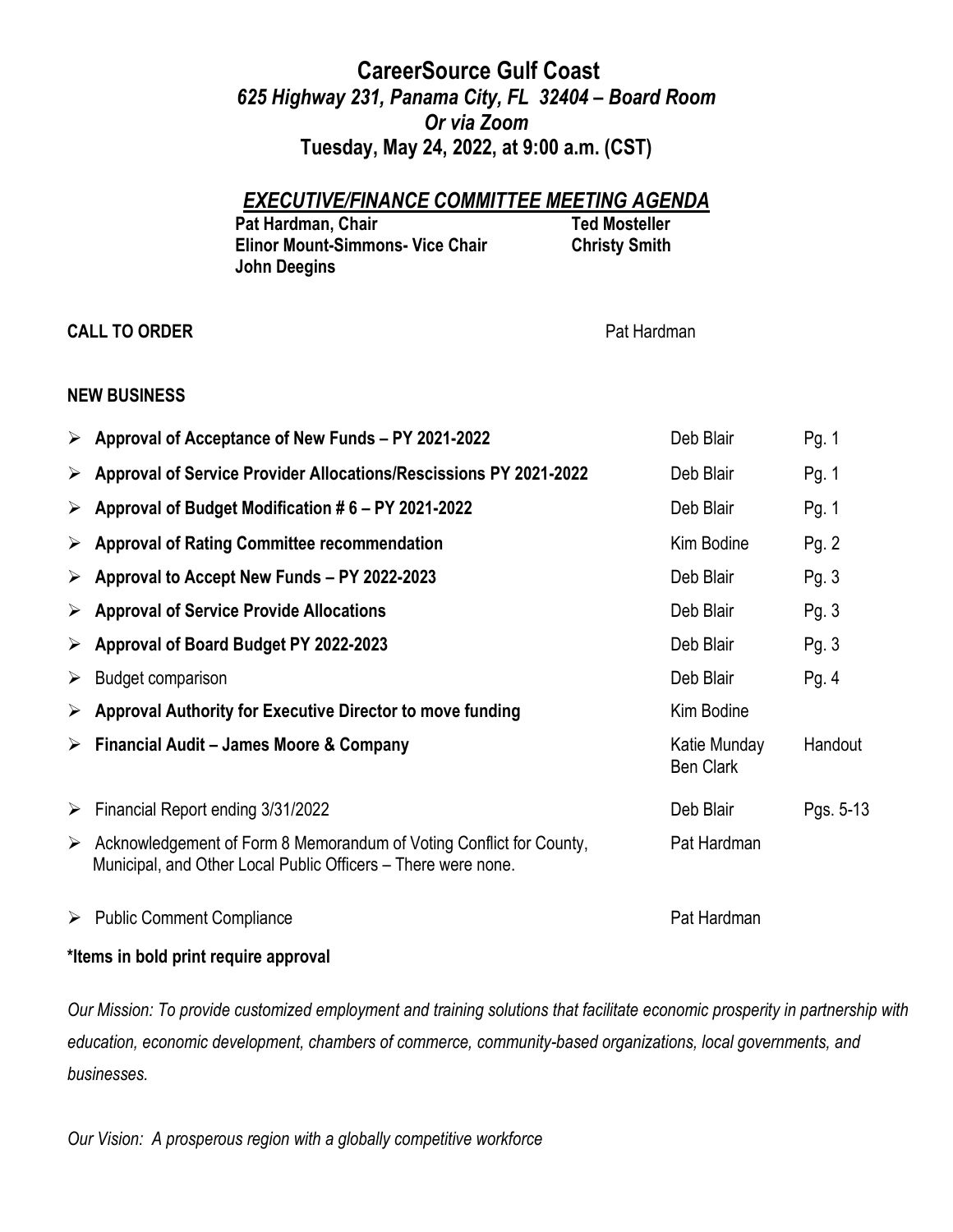# CareerSource Gulf Coast

***625 Highway 231, Panama City, FL 32404 – Board Room***
***Or via Zoom***
**Tuesday, May 24, 2022, at 9:00 a.m. (CST)**

## *EXECUTIVE/FINANCE COMMITTEE MEETING AGENDA*

**Pat Hardman, Chair**
**Elinor Mount-Simmons- Vice Chair**
**John Deegins**
**Ted Mosteller**
**Christy Smith**

**CALL TO ORDER** — Pat Hardman

**NEW BUSINESS**

| Item | Presenter | Page |
|---|---|---|
| ➢ **Approval of Acceptance of New Funds – PY 2021-2022** | Deb Blair | Pg. 1 |
| ➢ **Approval of Service Provider Allocations/Rescissions PY 2021-2022** | Deb Blair | Pg. 1 |
| ➢ **Approval of Budget Modification # 6 – PY 2021-2022** | Deb Blair | Pg. 1 |
| ➢ **Approval of Rating Committee recommendation** | Kim Bodine | Pg. 2 |
| ➢ **Approval to Accept New Funds – PY 2022-2023** | Deb Blair | Pg. 3 |
| ➢ **Approval of Service Provide Allocations** | Deb Blair | Pg. 3 |
| ➢ **Approval of Board Budget PY 2022-2023** | Deb Blair | Pg. 3 |
| ➢ Budget comparison | Deb Blair | Pg. 4 |
| ➢ **Approval Authority for Executive Director to move funding** | Kim Bodine | |
| ➢ **Financial Audit – James Moore & Company** | Katie Munday, Ben Clark | Handout |
| ➢ Financial Report ending 3/31/2022 | Deb Blair | Pgs. 5-13 |
| ➢ Acknowledgement of Form 8 Memorandum of Voting Conflict for County, Municipal, and Other Local Public Officers – There were none. | Pat Hardman | |
| ➢ Public Comment Compliance | Pat Hardman | |

**\*Items in bold print require approval**

*Our Mission: To provide customized employment and training solutions that facilitate economic prosperity in partnership with education, economic development, chambers of commerce, community-based organizations, local governments, and businesses.*

*Our Vision: A prosperous region with a globally competitive workforce*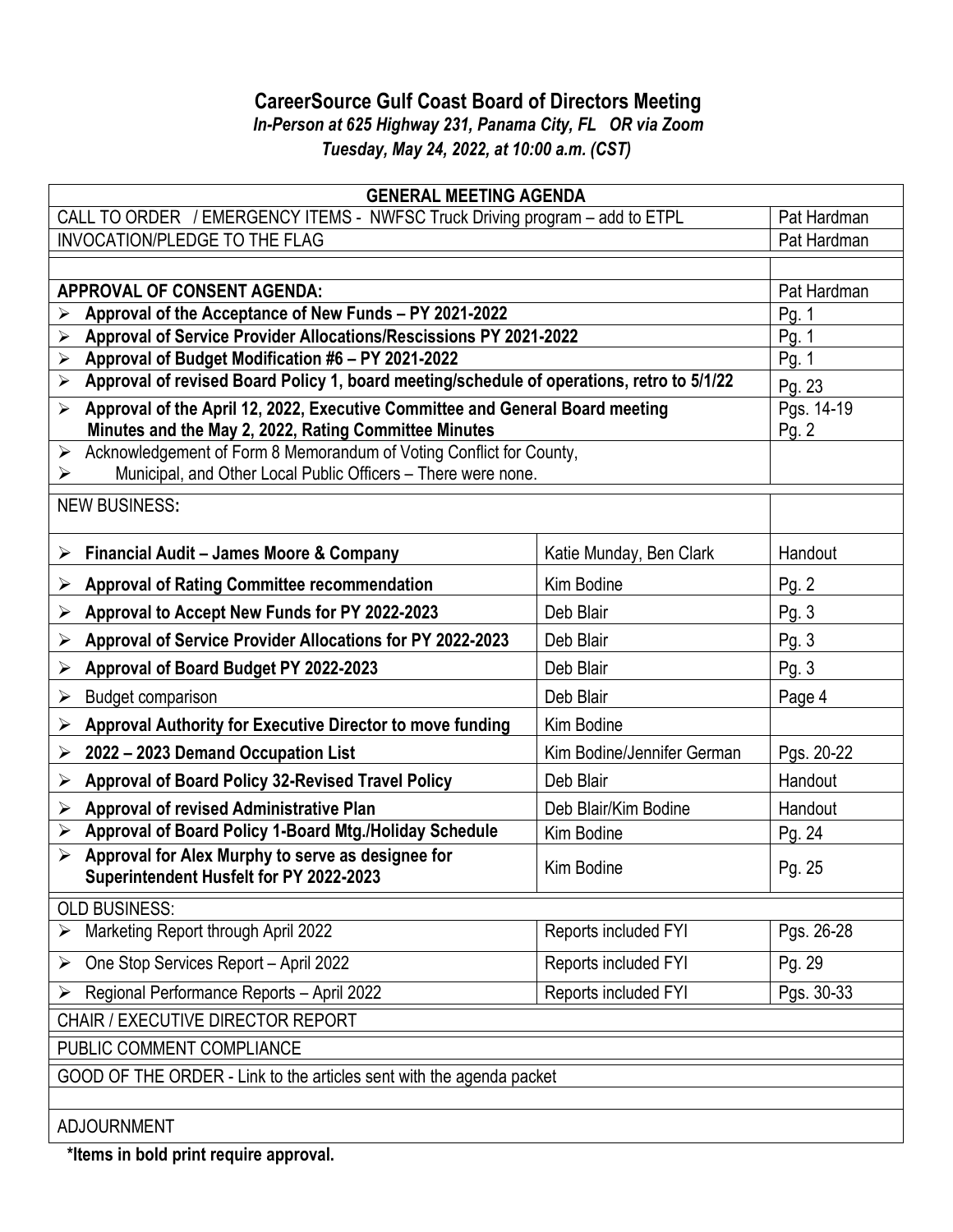# CareerSource Gulf Coast Board of Directors Meeting

***In-Person at 625 Highway 231, Panama City, FL OR via Zoom***

***Tuesday, May 24, 2022, at 10:00 a.m. (CST)***

| GENERAL MEETING AGENDA | | |
|---|---|---|
| CALL TO ORDER / EMERGENCY ITEMS - NWFSC Truck Driving program – add to ETPL | | Pat Hardman |
| INVOCATION/PLEDGE TO THE FLAG | | Pat Hardman |
| | | |
| **APPROVAL OF CONSENT AGENDA:** | | Pat Hardman |
| ➢ **Approval of the Acceptance of New Funds – PY 2021-2022** | | Pg. 1 |
| ➢ **Approval of Service Provider Allocations/Rescissions PY 2021-2022** | | Pg. 1 |
| ➢ **Approval of Budget Modification #6 – PY 2021-2022** | | Pg. 1 |
| ➢ **Approval of revised Board Policy 1, board meeting/schedule of operations, retro to 5/1/22** | | Pg. 23 |
| ➢ **Approval of the April 12, 2022, Executive Committee and General Board meeting Minutes and the May 2, 2022, Rating Committee Minutes** | | Pgs. 14-19<br>Pg. 2 |
| ➢ Acknowledgement of Form 8 Memorandum of Voting Conflict for County,<br>➢ Municipal, and Other Local Public Officers – There were none. | | |
| NEW BUSINESS**:** | | |
| ➢ **Financial Audit – James Moore & Company** | Katie Munday, Ben Clark | Handout |
| ➢ **Approval of Rating Committee recommendation** | Kim Bodine | Pg. 2 |
| ➢ **Approval to Accept New Funds for PY 2022-2023** | Deb Blair | Pg. 3 |
| ➢ **Approval of Service Provider Allocations for PY 2022-2023** | Deb Blair | Pg. 3 |
| ➢ **Approval of Board Budget PY 2022-2023** | Deb Blair | Pg. 3 |
| ➢ Budget comparison | Deb Blair | Page 4 |
| ➢ **Approval Authority for Executive Director to move funding** | Kim Bodine | |
| ➢ **2022 – 2023 Demand Occupation List** | Kim Bodine/Jennifer German | Pgs. 20-22 |
| ➢ **Approval of Board Policy 32-Revised Travel Policy** | Deb Blair | Handout |
| ➢ **Approval of revised Administrative Plan** | Deb Blair/Kim Bodine | Handout |
| ➢ **Approval of Board Policy 1-Board Mtg./Holiday Schedule** | Kim Bodine | Pg. 24 |
| ➢ **Approval for Alex Murphy to serve as designee for Superintendent Husfelt for PY 2022-2023** | Kim Bodine | Pg. 25 |
| OLD BUSINESS: | | |
| ➢ Marketing Report through April 2022 | Reports included FYI | Pgs. 26-28 |
| ➢ One Stop Services Report – April 2022 | Reports included FYI | Pg. 29 |
| ➢ Regional Performance Reports – April 2022 | Reports included FYI | Pgs. 30-33 |
| CHAIR / EXECUTIVE DIRECTOR REPORT | | |
| PUBLIC COMMENT COMPLIANCE | | |
| GOOD OF THE ORDER - Link to the articles sent with the agenda packet | | |
| | | |
| ADJOURNMENT | | |

**\*Items in bold print require approval.**